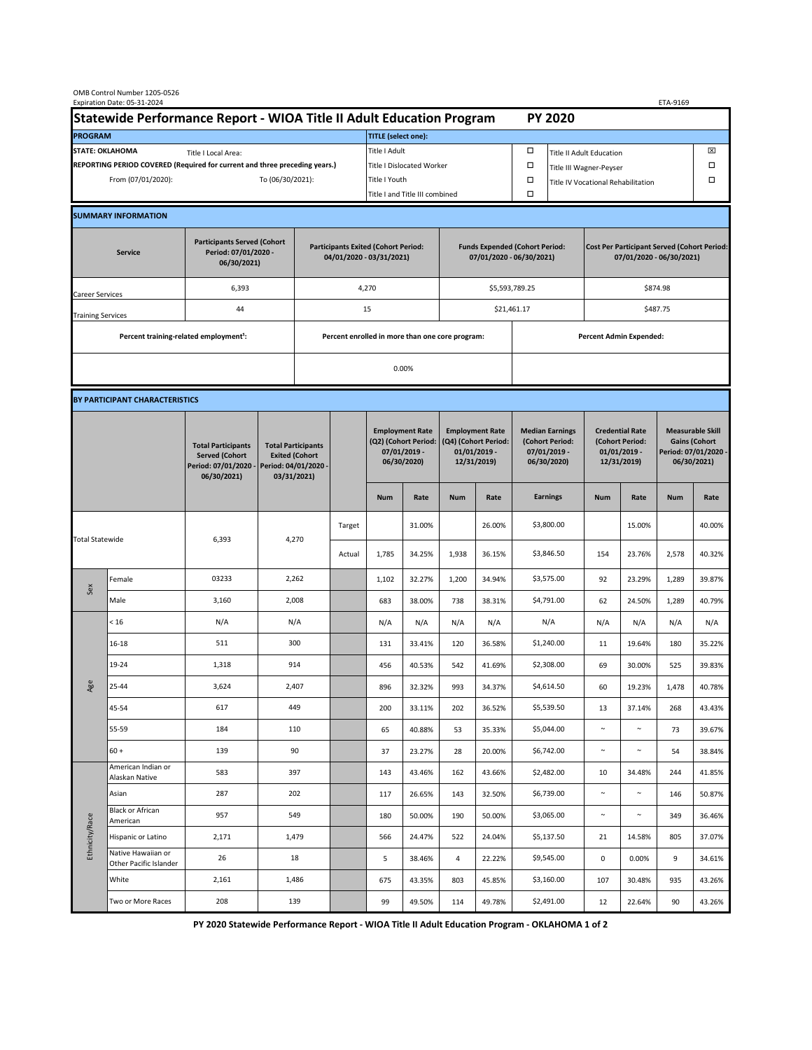OMB Control Number 1205-0526
Expiration Date: 05-31-2024

ETA-9169

# Statewide Performance Report - WIOA Title II Adult Education Program — PY 2020

| PROGRAM | | TITLE (select one): | | | |
|---|---|---|---|---|---|
| STATE: OKLAHOMA | Title I Local Area: | Title I Adult | ☐ | Title II Adult Education | ☒ |
| REPORTING PERIOD COVERED (Required for current and three preceding years.) | | Title I Dislocated Worker | ☐ | Title III Wagner-Peyser | ☐ |
| From (07/01/2020): | To (06/30/2021): | Title I Youth | ☐ | Title IV Vocational Rehabilitation | ☐ |
| | | Title I and Title III combined | ☐ | | |

## SUMMARY INFORMATION

| Service | Participants Served (Cohort Period: 07/01/2020 - 06/30/2021) | Participants Exited (Cohort Period: 04/01/2020 - 03/31/2021) | Funds Expended (Cohort Period: 07/01/2020 - 06/30/2021) | Cost Per Participant Served (Cohort Period: 07/01/2020 - 06/30/2021) |
|---|---|---|---|---|
| Career Services | 6,393 | 4,270 | $5,593,789.25 | $874.98 |
| Training Services | 44 | 15 | $21,461.17 | $487.75 |

| Percent training-related employment[1]: | Percent enrolled in more than one core program: | Percent Admin Expended: |
|---|---|---|
| | 0.00% | |

## BY PARTICIPANT CHARACTERISTICS

| | | Total Participants Served (Cohort Period: 07/01/2020 - 06/30/2021) | Total Participants Exited (Cohort Period: 04/01/2020 - 03/31/2021) | | Employment Rate (Q2) (Cohort Period: 07/01/2019 - 06/30/2020) | | Employment Rate (Q4) (Cohort Period: 01/01/2019 - 12/31/2019) | | Median Earnings (Cohort Period: 07/01/2019 - 06/30/2020) | Credential Rate (Cohort Period: 01/01/2019 - 12/31/2019) | | Measurable Skill Gains (Cohort Period: 07/01/2020 - 06/30/2021) | |
|---|---|---|---|---|---|---|---|---|---|---|---|---|---|
| | | | | | Num | Rate | Num | Rate | Earnings | Num | Rate | Num | Rate |
| Total Statewide | | 6,393 | 4,270 | Target | | 31.00% | | 26.00% | $3,800.00 | | 15.00% | | 40.00% |
| | | | | Actual | 1,785 | 34.25% | 1,938 | 36.15% | $3,846.50 | 154 | 23.76% | 2,578 | 40.32% |
| Sex | Female | 03233 | 2,262 | | 1,102 | 32.27% | 1,200 | 34.94% | $3,575.00 | 92 | 23.29% | 1,289 | 39.87% |
| | Male | 3,160 | 2,008 | | 683 | 38.00% | 738 | 38.31% | $4,791.00 | 62 | 24.50% | 1,289 | 40.79% |
| Age | < 16 | N/A | N/A | | N/A | N/A | N/A | N/A | N/A | N/A | N/A | N/A | N/A |
| | 16-18 | 511 | 300 | | 131 | 33.41% | 120 | 36.58% | $1,240.00 | 11 | 19.64% | 180 | 35.22% |
| | 19-24 | 1,318 | 914 | | 456 | 40.53% | 542 | 41.69% | $2,308.00 | 69 | 30.00% | 525 | 39.83% |
| | 25-44 | 3,624 | 2,407 | | 896 | 32.32% | 993 | 34.37% | $4,614.50 | 60 | 19.23% | 1,478 | 40.78% |
| | 45-54 | 617 | 449 | | 200 | 33.11% | 202 | 36.52% | $5,539.50 | 13 | 37.14% | 268 | 43.43% |
| | 55-59 | 184 | 110 | | 65 | 40.88% | 53 | 35.33% | $5,044.00 | ~ | ~ | 73 | 39.67% |
| | 60 + | 139 | 90 | | 37 | 23.27% | 28 | 20.00% | $6,742.00 | ~ | ~ | 54 | 38.84% |
| Ethnicity/Race | American Indian or Alaskan Native | 583 | 397 | | 143 | 43.46% | 162 | 43.66% | $2,482.00 | 10 | 34.48% | 244 | 41.85% |
| | Asian | 287 | 202 | | 117 | 26.65% | 143 | 32.50% | $6,739.00 | ~ | ~ | 146 | 50.87% |
| | Black or African American | 957 | 549 | | 180 | 50.00% | 190 | 50.00% | $3,065.00 | ~ | ~ | 349 | 36.46% |
| | Hispanic or Latino | 2,171 | 1,479 | | 566 | 24.47% | 522 | 24.04% | $5,137.50 | 21 | 14.58% | 805 | 37.07% |
| | Native Hawaiian or Other Pacific Islander | 26 | 18 | | 5 | 38.46% | 4 | 22.22% | $9,545.00 | 0 | 0.00% | 9 | 34.61% |
| | White | 2,161 | 1,486 | | 675 | 43.35% | 803 | 45.85% | $3,160.00 | 107 | 30.48% | 935 | 43.26% |
| | Two or More Races | 208 | 139 | | 99 | 49.50% | 114 | 49.78% | $2,491.00 | 12 | 22.64% | 90 | 43.26% |

PY 2020 Statewide Performance Report - WIOA Title II Adult Education Program - OKLAHOMA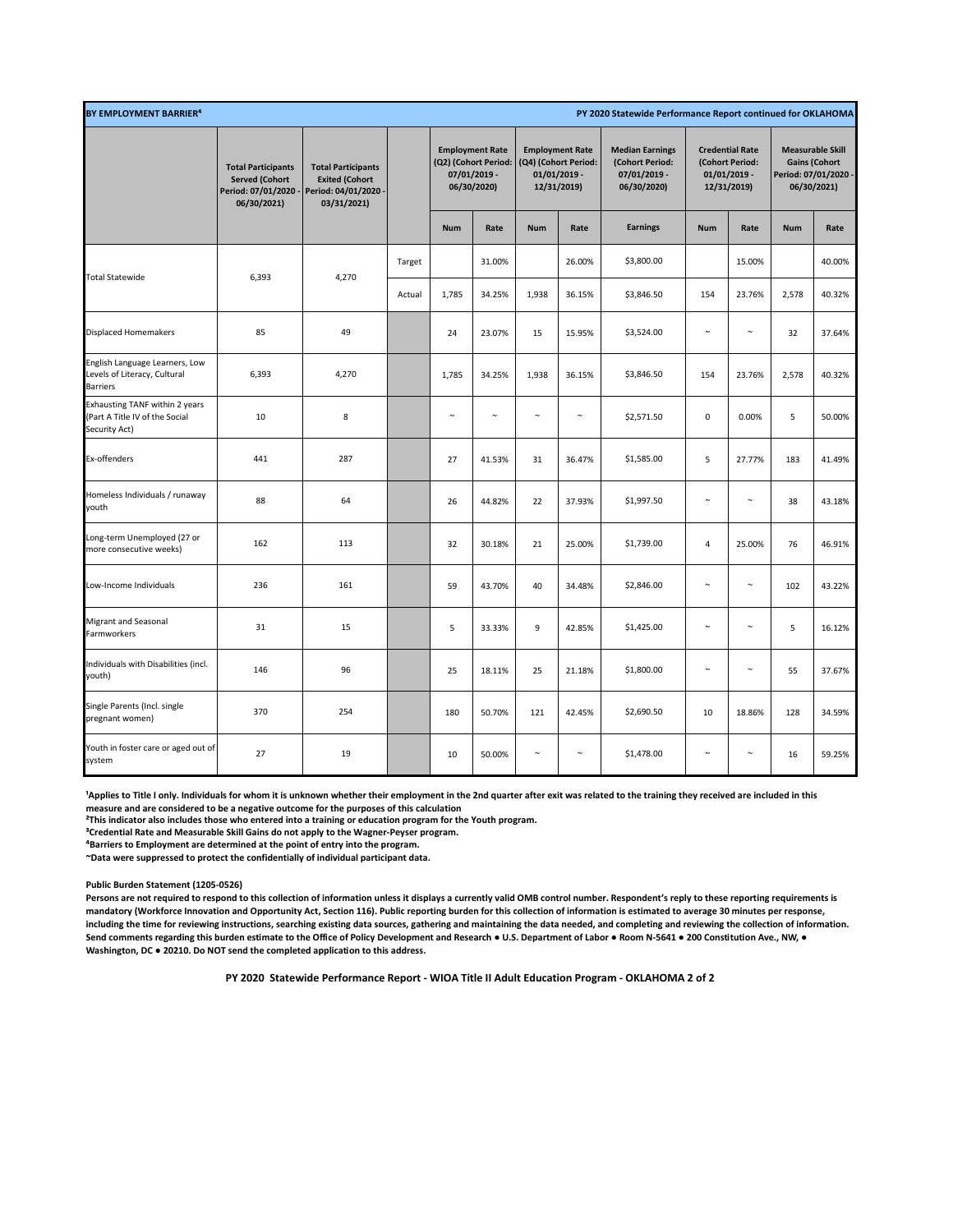| BY EMPLOYMENT BARRIER[4] | | | | | | | | | | | | |
|---|---|---|---|---|---|---|---|---|---|---|---|---|
| | Total Participants Served (Cohort Period: 07/01/2020 - 06/30/2021) | Total Participants Exited (Cohort Period: 04/01/2020 - 03/31/2021) | | Employment Rate (Q2) (Cohort Period: 07/01/2019 - 06/30/2020) | | Employment Rate (Q4) (Cohort Period: 01/01/2019 - 12/31/2019) | | Median Earnings (Cohort Period: 07/01/2019 - 06/30/2020) | Credential Rate (Cohort Period: 01/01/2019 - 12/31/2019) | | Measurable Skill Gains (Cohort Period: 07/01/2020 - 06/30/2021) | |
| | | | | Num | Rate | Num | Rate | Earnings | Num | Rate | Num | Rate |
| Total Statewide | 6,393 | 4,270 | Target | | 31.00% | | 26.00% | $3,800.00 | | 15.00% | | 40.00% |
| | | | Actual | 1,785 | 34.25% | 1,938 | 36.15% | $3,846.50 | 154 | 23.76% | 2,578 | 40.32% |
| Displaced Homemakers | 85 | 49 | | 24 | 23.07% | 15 | 15.95% | $3,524.00 | ~ | ~ | 32 | 37.64% |
| English Language Learners, Low Levels of Literacy, Cultural Barriers | 6,393 | 4,270 | | 1,785 | 34.25% | 1,938 | 36.15% | $3,846.50 | 154 | 23.76% | 2,578 | 40.32% |
| Exhausting TANF within 2 years (Part A Title IV of the Social Security Act) | 10 | 8 | | ~ | ~ | ~ | ~ | $2,571.50 | 0 | 0.00% | 5 | 50.00% |
| Ex-offenders | 441 | 287 | | 27 | 41.53% | 31 | 36.47% | $1,585.00 | 5 | 27.77% | 183 | 41.49% |
| Homeless Individuals / runaway youth | 88 | 64 | | 26 | 44.82% | 22 | 37.93% | $1,997.50 | ~ | ~ | 38 | 43.18% |
| Long-term Unemployed (27 or more consecutive weeks) | 162 | 113 | | 32 | 30.18% | 21 | 25.00% | $1,739.00 | 4 | 25.00% | 76 | 46.91% |
| Low-Income Individuals | 236 | 161 | | 59 | 43.70% | 40 | 34.48% | $2,846.00 | ~ | ~ | 102 | 43.22% |
| Migrant and Seasonal Farmworkers | 31 | 15 | | 5 | 33.33% | 9 | 42.85% | $1,425.00 | ~ | ~ | 5 | 16.12% |
| Individuals with Disabilities (incl. youth) | 146 | 96 | | 25 | 18.11% | 25 | 21.18% | $1,800.00 | ~ | ~ | 55 | 37.67% |
| Single Parents (Incl. single pregnant women) | 370 | 254 | | 180 | 50.70% | 121 | 42.45% | $2,690.50 | 10 | 18.86% | 128 | 34.59% |
| Youth in foster care or aged out of system | 27 | 19 | | 10 | 50.00% | ~ | ~ | $1,478.00 | ~ | ~ | 16 | 59.25% |

**[1]Applies to Title I only. Individuals for whom it is unknown whether their employment in the 2nd quarter after exit was related to the training they received are included in this measure and are considered to be a negative outcome for the purposes of this calculation**
**[2]This indicator also includes those who entered into a training or education program for the Youth program.**
**[3]Credential Rate and Measurable Skill Gains do not apply to the Wagner-Peyser program.**
**[4]Barriers to Employment are determined at the point of entry into the program.**
**~Data were suppressed to protect the confidentially of individual participant data.**

**Public Burden Statement (1205-0526)**

**Persons are not required to respond to this collection of information unless it displays a currently valid OMB control number. Respondent's reply to these reporting requirements is mandatory (Workforce Innovation and Opportunity Act, Section 116). Public reporting burden for this collection of information is estimated to average 30 minutes per response, including the time for reviewing instructions, searching existing data sources, gathering and maintaining the data needed, and completing and reviewing the collection of information. Send comments regarding this burden estimate to the Office of Policy Development and Research ● U.S. Department of Labor ● Room N-5641 ● 200 Constitution Ave., NW, ● Washington, DC ● 20210. Do NOT send the completed application to this address.**